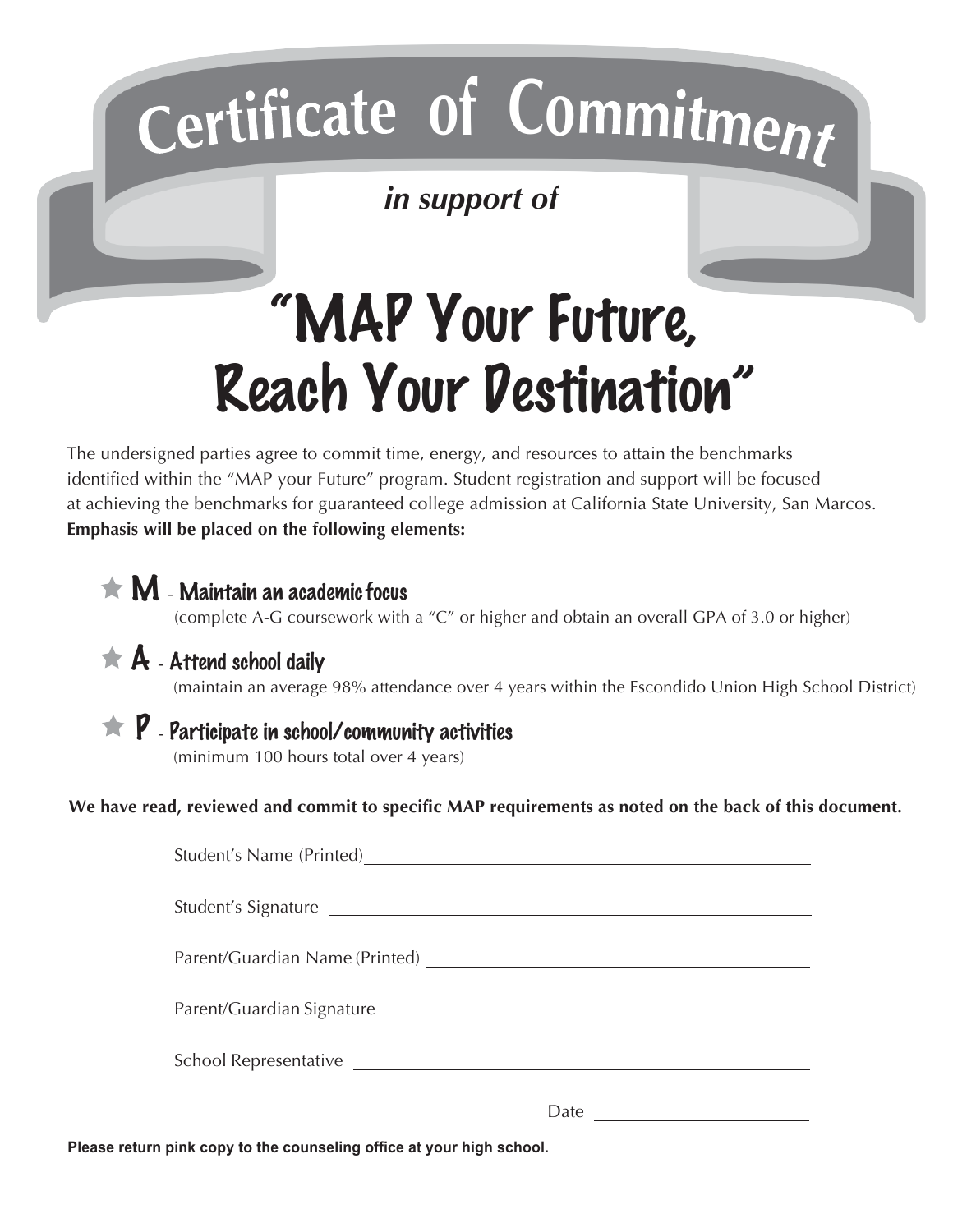# Certificate of Commitment

***in support of***

# "MAP Your Future, Reach Your Destination"

The undersigned parties agree to commit time, energy, and resources to attain the benchmarks identified within the "MAP your Future" program. Student registration and support will be focused at achieving the benchmarks for guaranteed college admission at California State University, San Marcos. **Emphasis will be placed on the following elements:**

★ **M - Maintain an academic focus**
(complete A-G coursework with a "C" or higher and obtain an overall GPA of 3.0 or higher)

★ **A - Attend school daily**
(maintain an average 98% attendance over 4 years within the Escondido Union High School District)

★ **P - Participate in school/community activities**
(minimum 100 hours total over 4 years)

**We have read, reviewed and commit to specific MAP requirements as noted on the back of this document.**

Student's Name (Printed) ______________________________

Student's Signature ______________________________

Parent/Guardian Name (Printed) ______________________________

Parent/Guardian Signature ______________________________

School Representative ______________________________

Date ______________

**Please return pink copy to the counseling office at your high school.**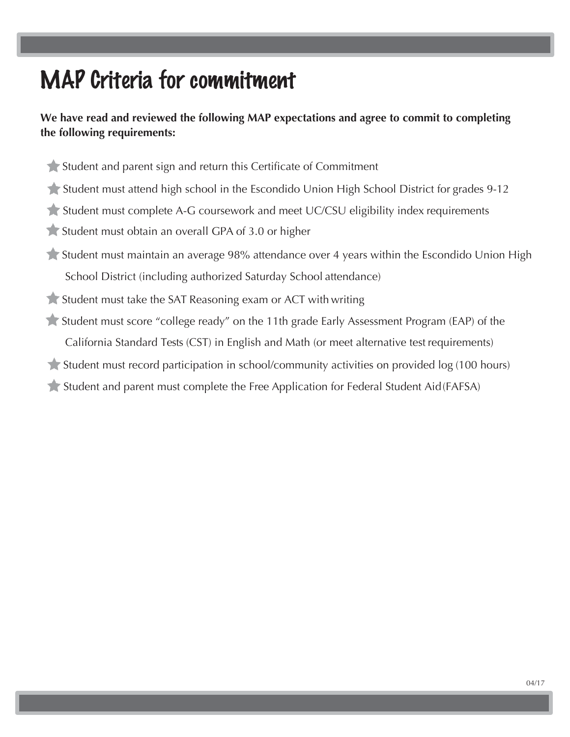# MAP Criteria for commitment

**We have read and reviewed the following MAP expectations and agree to commit to completing the following requirements:**

- Student and parent sign and return this Certificate of Commitment
- Student must attend high school in the Escondido Union High School District for grades 9-12
- Student must complete A-G coursework and meet UC/CSU eligibility index requirements
- Student must obtain an overall GPA of 3.0 or higher
- Student must maintain an average 98% attendance over 4 years within the Escondido Union High School District (including authorized Saturday School attendance)
- Student must take the SAT Reasoning exam or ACT with writing
- Student must score "college ready" on the 11th grade Early Assessment Program (EAP) of the California Standard Tests (CST) in English and Math (or meet alternative test requirements)
- Student must record participation in school/community activities on provided log (100 hours)
- Student and parent must complete the Free Application for Federal Student Aid (FAFSA)

04/17